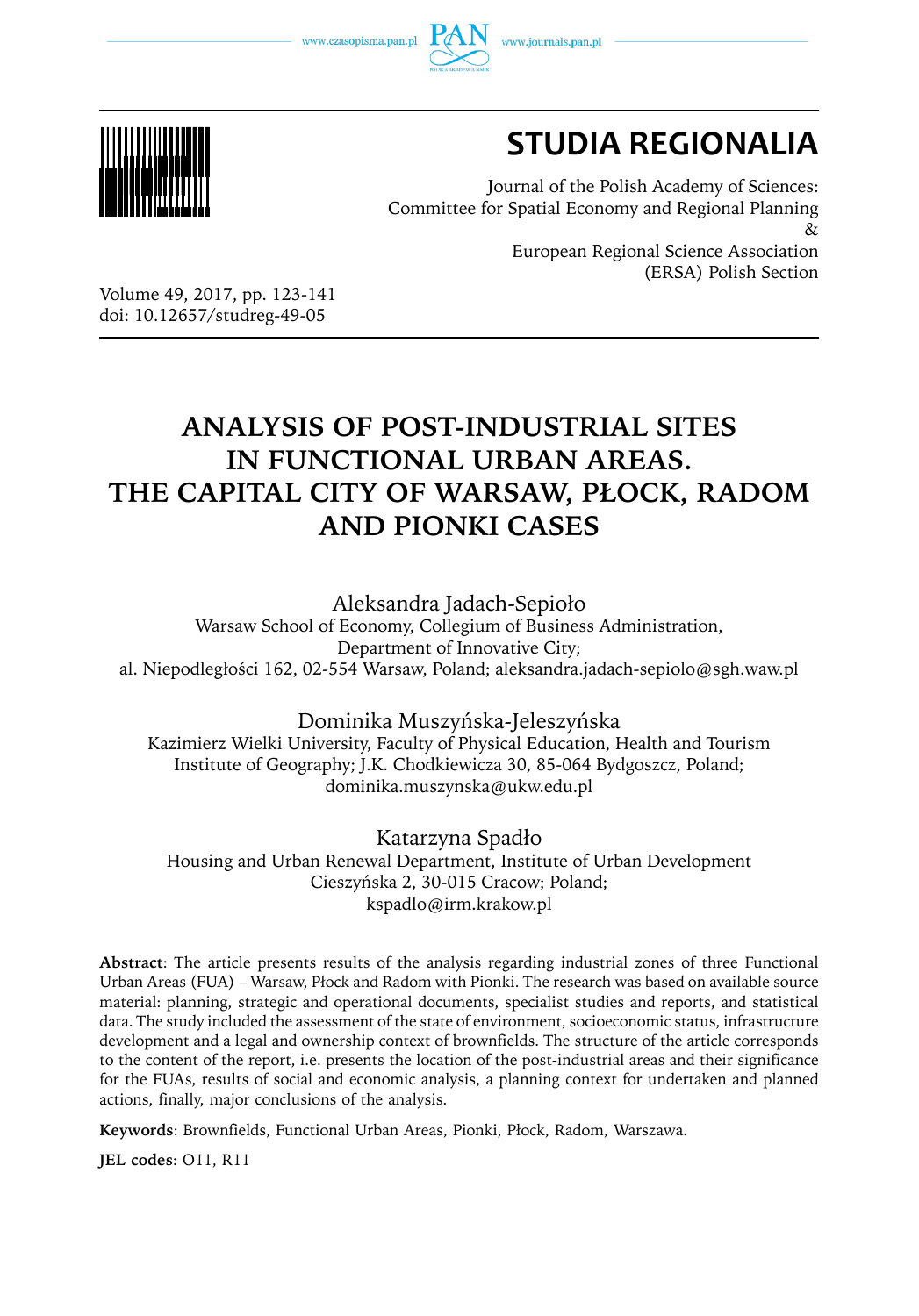# STUDIA REGIONALIA

Journal of the Polish Academy of Sciences:
Committee for Spatial Economy and Regional Planning
&
European Regional Science Association
(ERSA) Polish Section

Volume 49, 2017, pp. 123-141
doi: 10.12657/studreg-49-05

# ANALYSIS OF POST-INDUSTRIAL SITES IN FUNCTIONAL URBAN AREAS. THE CAPITAL CITY OF WARSAW, PŁOCK, RADOM AND PIONKI CASES

Aleksandra Jadach-Sepioło
Warsaw School of Economy, Collegium of Business Administration,
Department of Innovative City;
al. Niepodległości 162, 02-554 Warsaw, Poland; aleksandra.jadach-sepiolo@sgh.waw.pl

Dominika Muszyńska-Jeleszyńska
Kazimierz Wielki University, Faculty of Physical Education, Health and Tourism
Institute of Geography; J.K. Chodkiewicza 30, 85-064 Bydgoszcz, Poland;
dominika.muszynska@ukw.edu.pl

Katarzyna Spadło
Housing and Urban Renewal Department, Institute of Urban Development
Cieszyńska 2, 30-015 Cracow; Poland;
kspadlo@irm.krakow.pl

**Abstract**: The article presents results of the analysis regarding industrial zones of three Functional Urban Areas (FUA) – Warsaw, Płock and Radom with Pionki. The research was based on available source material: planning, strategic and operational documents, specialist studies and reports, and statistical data. The study included the assessment of the state of environment, socioeconomic status, infrastructure development and a legal and ownership context of brownfields. The structure of the article corresponds to the content of the report, i.e. presents the location of the post-industrial areas and their significance for the FUAs, results of social and economic analysis, a planning context for undertaken and planned actions, finally, major conclusions of the analysis.

**Keywords**: Brownfields, Functional Urban Areas, Pionki, Płock, Radom, Warszawa.

**JEL codes**: O11, R11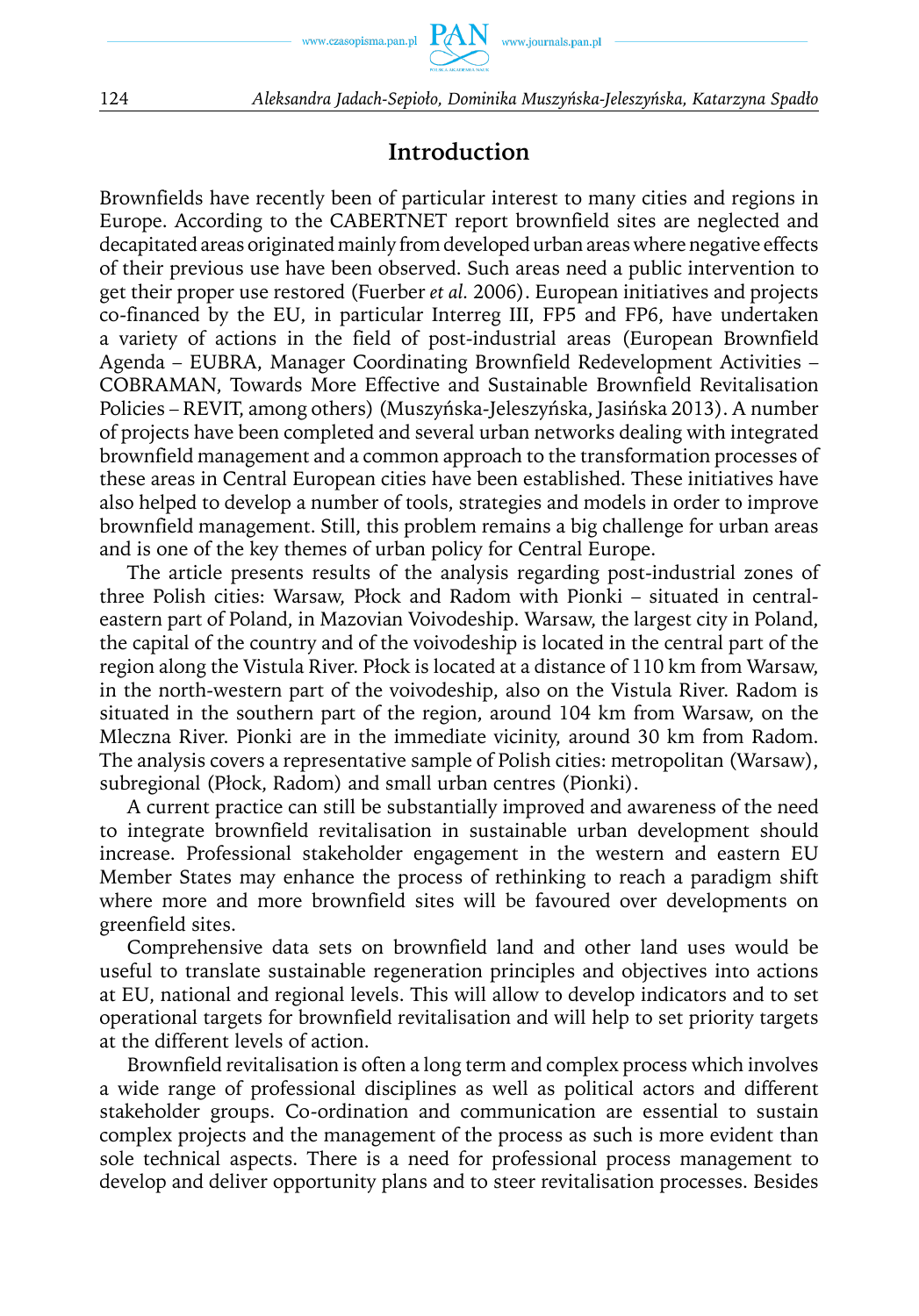## Introduction

Brownfields have recently been of particular interest to many cities and regions in Europe. According to the CABERTNET report brownfield sites are neglected and decapitated areas originated mainly from developed urban areas where negative effects of their previous use have been observed. Such areas need a public intervention to get their proper use restored (Fuerber *et al.* 2006). European initiatives and projects co-financed by the EU, in particular Interreg III, FP5 and FP6, have undertaken a variety of actions in the field of post-industrial areas (European Brownfield Agenda – EUBRA, Manager Coordinating Brownfield Redevelopment Activities – COBRAMAN, Towards More Effective and Sustainable Brownfield Revitalisation Policies – REVIT, among others) (Muszyńska-Jeleszyńska, Jasińska 2013). A number of projects have been completed and several urban networks dealing with integrated brownfield management and a common approach to the transformation processes of these areas in Central European cities have been established. These initiatives have also helped to develop a number of tools, strategies and models in order to improve brownfield management. Still, this problem remains a big challenge for urban areas and is one of the key themes of urban policy for Central Europe.

The article presents results of the analysis regarding post-industrial zones of three Polish cities: Warsaw, Płock and Radom with Pionki – situated in central-eastern part of Poland, in Mazovian Voivodeship. Warsaw, the largest city in Poland, the capital of the country and of the voivodeship is located in the central part of the region along the Vistula River. Płock is located at a distance of 110 km from Warsaw, in the north-western part of the voivodeship, also on the Vistula River. Radom is situated in the southern part of the region, around 104 km from Warsaw, on the Mleczna River. Pionki are in the immediate vicinity, around 30 km from Radom. The analysis covers a representative sample of Polish cities: metropolitan (Warsaw), subregional (Płock, Radom) and small urban centres (Pionki).

A current practice can still be substantially improved and awareness of the need to integrate brownfield revitalisation in sustainable urban development should increase. Professional stakeholder engagement in the western and eastern EU Member States may enhance the process of rethinking to reach a paradigm shift where more and more brownfield sites will be favoured over developments on greenfield sites.

Comprehensive data sets on brownfield land and other land uses would be useful to translate sustainable regeneration principles and objectives into actions at EU, national and regional levels. This will allow to develop indicators and to set operational targets for brownfield revitalisation and will help to set priority targets at the different levels of action.

Brownfield revitalisation is often a long term and complex process which involves a wide range of professional disciplines as well as political actors and different stakeholder groups. Co-ordination and communication are essential to sustain complex projects and the management of the process as such is more evident than sole technical aspects. There is a need for professional process management to develop and deliver opportunity plans and to steer revitalisation processes. Besides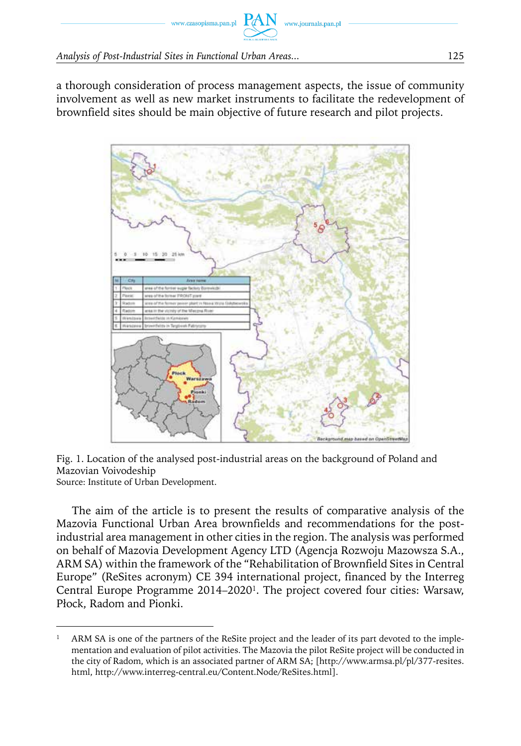a thorough consideration of process management aspects, the issue of community involvement as well as new market instruments to facilitate the redevelopment of brownfield sites should be main objective of future research and pilot projects.

Fig. 1. Location of the analysed post-industrial areas on the background of Poland and Mazovian Voivodeship
Source: Institute of Urban Development.

The aim of the article is to present the results of comparative analysis of the Mazovia Functional Urban Area brownfields and recommendations for the post-industrial area management in other cities in the region. The analysis was performed on behalf of Mazovia Development Agency LTD (Agencja Rozwoju Mazowsza S.A., ARM SA) within the framework of the "Rehabilitation of Brownfield Sites in Central Europe" (ReSites acronym) CE 394 international project, financed by the Interreg Central Europe Programme 2014–2020[1]. The project covered four cities: Warsaw, Płock, Radom and Pionki.

---

[1] ARM SA is one of the partners of the ReSite project and the leader of its part devoted to the implementation and evaluation of pilot activities. The Mazovia the pilot ReSite project will be conducted in the city of Radom, which is an associated partner of ARM SA; [http://www.armsa.pl/pl/377-resites.html, http://www.interreg-central.eu/Content.Node/ReSites.html].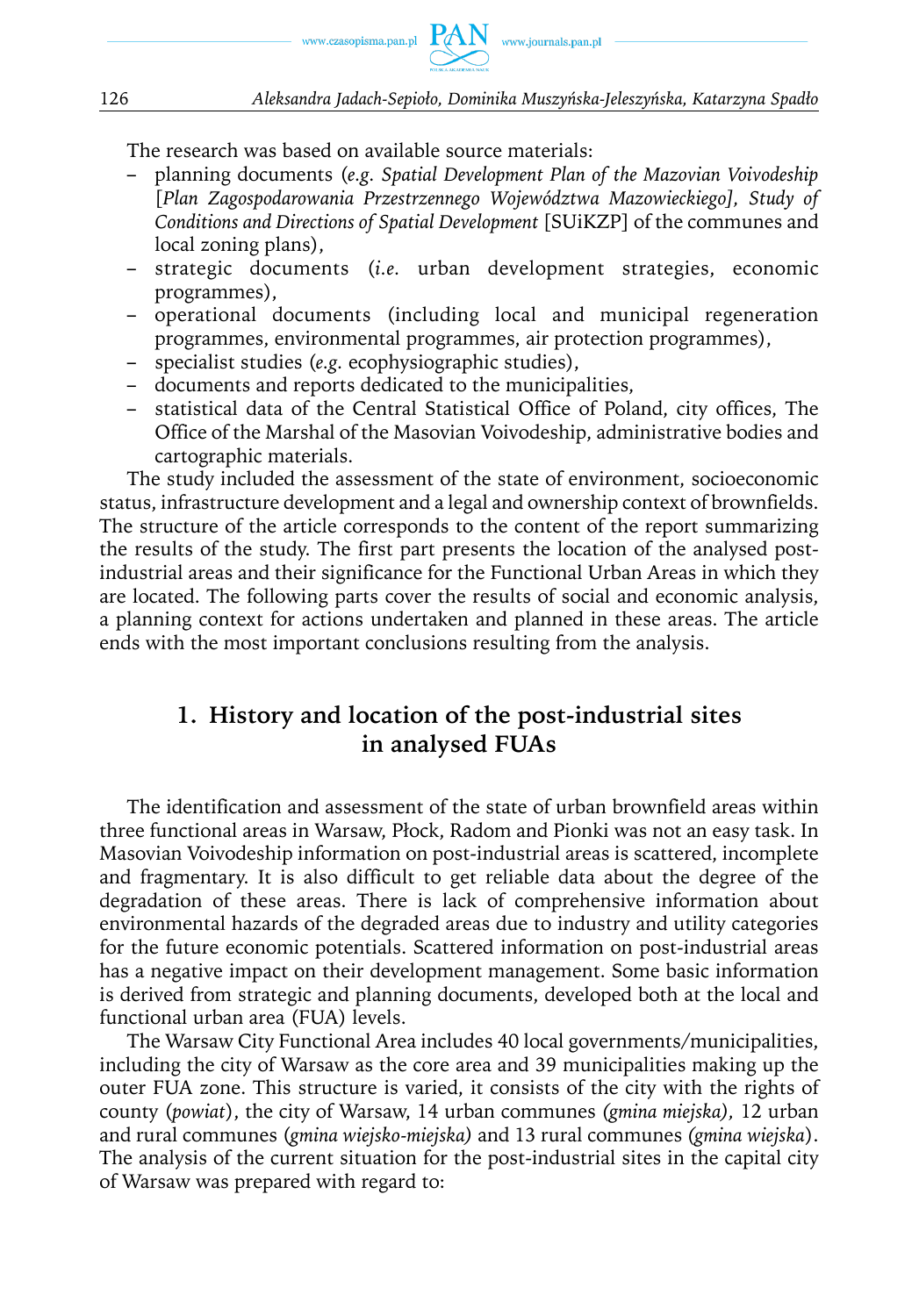The research was based on available source materials:

- planning documents (*e.g. Spatial Development Plan of the Mazovian Voivodeship* [*Plan Zagospodarowania Przestrzennego Województwa Mazowieckiego], Study of Conditions and Directions of Spatial Development* [SUiKZP] of the communes and local zoning plans),
- strategic documents (*i.e.* urban development strategies, economic programmes),
- operational documents (including local and municipal regeneration programmes, environmental programmes, air protection programmes),
- specialist studies (*e.g.* ecophysiographic studies),
- documents and reports dedicated to the municipalities,
- statistical data of the Central Statistical Office of Poland, city offices, The Office of the Marshal of the Masovian Voivodeship, administrative bodies and cartographic materials.

The study included the assessment of the state of environment, socioeconomic status, infrastructure development and a legal and ownership context of brownfields. The structure of the article corresponds to the content of the report summarizing the results of the study. The first part presents the location of the analysed post-industrial areas and their significance for the Functional Urban Areas in which they are located. The following parts cover the results of social and economic analysis, a planning context for actions undertaken and planned in these areas. The article ends with the most important conclusions resulting from the analysis.

## 1. History and location of the post-industrial sites in analysed FUAs

The identification and assessment of the state of urban brownfield areas within three functional areas in Warsaw, Płock, Radom and Pionki was not an easy task. In Masovian Voivodeship information on post-industrial areas is scattered, incomplete and fragmentary. It is also difficult to get reliable data about the degree of the degradation of these areas. There is lack of comprehensive information about environmental hazards of the degraded areas due to industry and utility categories for the future economic potentials. Scattered information on post-industrial areas has a negative impact on their development management. Some basic information is derived from strategic and planning documents, developed both at the local and functional urban area (FUA) levels.

The Warsaw City Functional Area includes 40 local governments/municipalities, including the city of Warsaw as the core area and 39 municipalities making up the outer FUA zone. This structure is varied, it consists of the city with the rights of county (*powiat*), the city of Warsaw, 14 urban communes *(gmina miejska),* 12 urban and rural communes (*gmina wiejsko-miejska)* and 13 rural communes *(gmina wiejska*). The analysis of the current situation for the post-industrial sites in the capital city of Warsaw was prepared with regard to: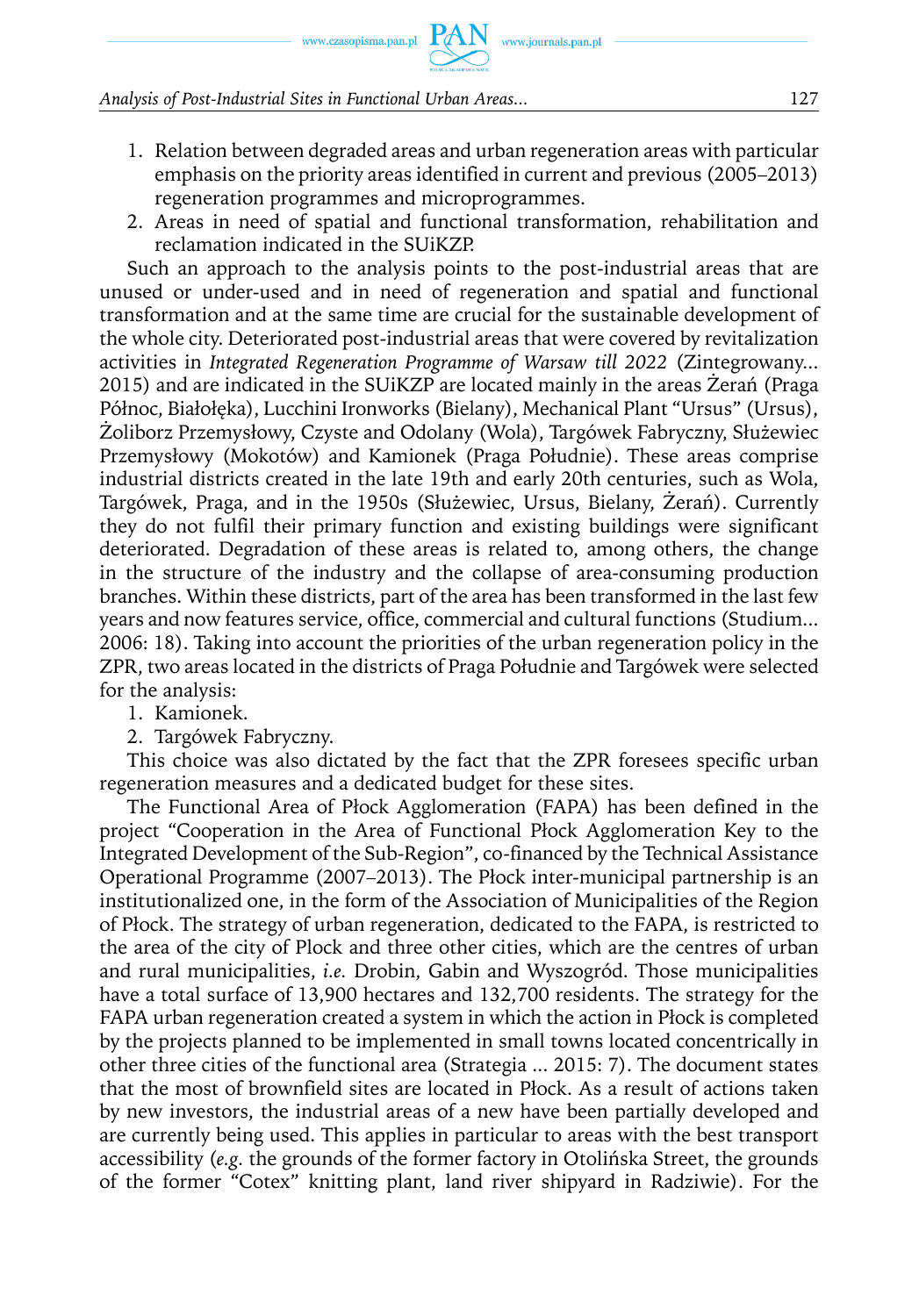1. Relation between degraded areas and urban regeneration areas with particular emphasis on the priority areas identified in current and previous (2005–2013) regeneration programmes and microprogrammes.
2. Areas in need of spatial and functional transformation, rehabilitation and reclamation indicated in the SUiKZP.

Such an approach to the analysis points to the post-industrial areas that are unused or under-used and in need of regeneration and spatial and functional transformation and at the same time are crucial for the sustainable development of the whole city. Deteriorated post-industrial areas that were covered by revitalization activities in *Integrated Regeneration Programme of Warsaw till 2022* (Zintegrowany... 2015) and are indicated in the SUiKZP are located mainly in the areas Żerań (Praga Północ, Białołęka), Lucchini Ironworks (Bielany), Mechanical Plant "Ursus" (Ursus), Żoliborz Przemysłowy, Czyste and Odolany (Wola), Targówek Fabryczny, Służewiec Przemysłowy (Mokotów) and Kamionek (Praga Południe). These areas comprise industrial districts created in the late 19th and early 20th centuries, such as Wola, Targówek, Praga, and in the 1950s (Służewiec, Ursus, Bielany, Żerań). Currently they do not fulfil their primary function and existing buildings were significant deteriorated. Degradation of these areas is related to, among others, the change in the structure of the industry and the collapse of area-consuming production branches. Within these districts, part of the area has been transformed in the last few years and now features service, office, commercial and cultural functions (Studium... 2006: 18). Taking into account the priorities of the urban regeneration policy in the ZPR, two areas located in the districts of Praga Południe and Targówek were selected for the analysis:

1. Kamionek.
2. Targówek Fabryczny.

This choice was also dictated by the fact that the ZPR foresees specific urban regeneration measures and a dedicated budget for these sites.

The Functional Area of Płock Agglomeration (FAPA) has been defined in the project "Cooperation in the Area of Functional Płock Agglomeration Key to the Integrated Development of the Sub-Region", co-financed by the Technical Assistance Operational Programme (2007–2013). The Płock inter-municipal partnership is an institutionalized one, in the form of the Association of Municipalities of the Region of Płock. The strategy of urban regeneration, dedicated to the FAPA, is restricted to the area of the city of Plock and three other cities, which are the centres of urban and rural municipalities, *i.e.* Drobin, Gabin and Wyszogród. Those municipalities have a total surface of 13,900 hectares and 132,700 residents. The strategy for the FAPA urban regeneration created a system in which the action in Płock is completed by the projects planned to be implemented in small towns located concentrically in other three cities of the functional area (Strategia ... 2015: 7). The document states that the most of brownfield sites are located in Płock. As a result of actions taken by new investors, the industrial areas of a new have been partially developed and are currently being used. This applies in particular to areas with the best transport accessibility (*e.g.* the grounds of the former factory in Otolińska Street, the grounds of the former "Cotex" knitting plant, land river shipyard in Radziwie). For the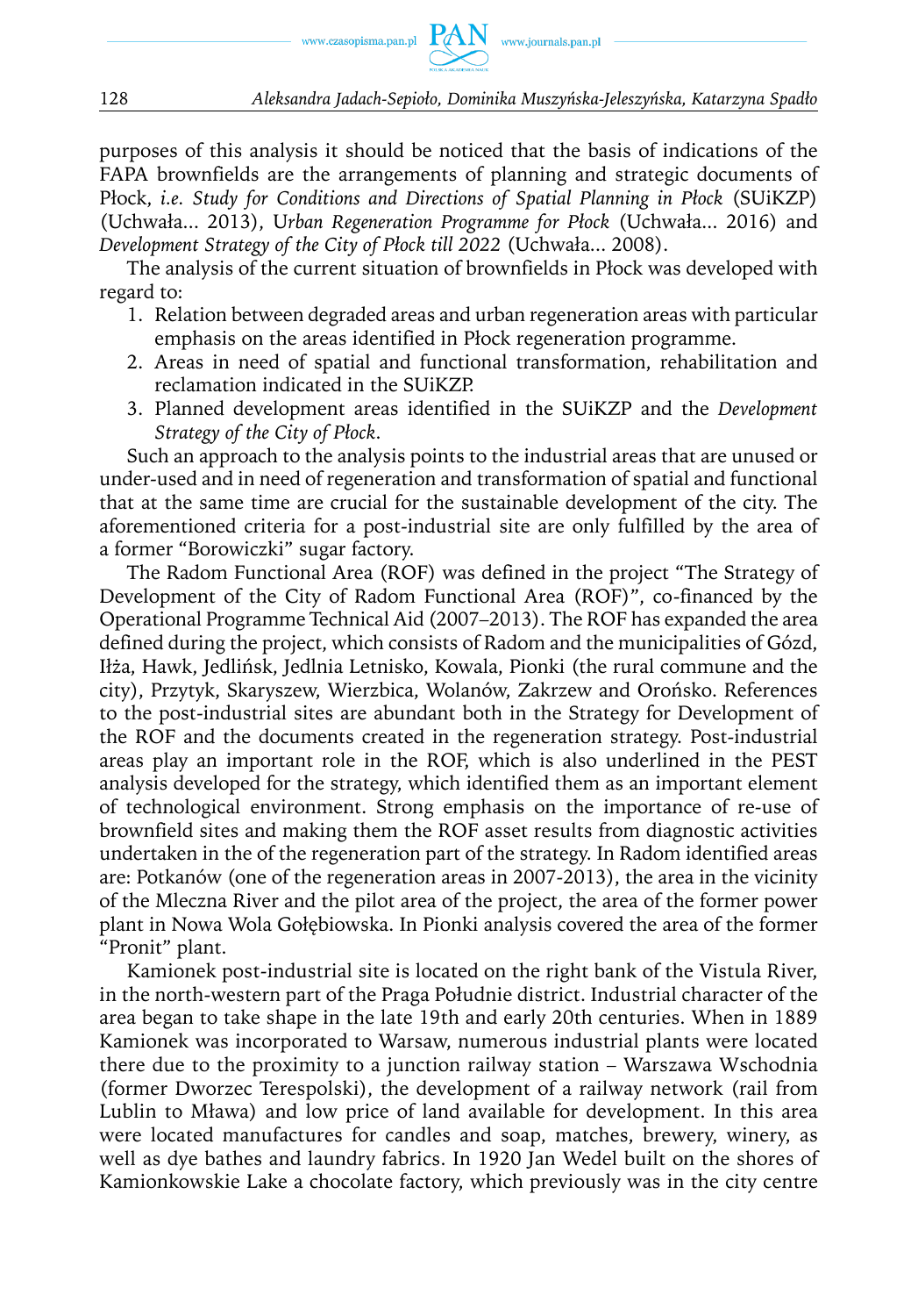purposes of this analysis it should be noticed that the basis of indications of the FAPA brownfields are the arrangements of planning and strategic documents of Płock, *i.e. Study for Conditions and Directions of Spatial Planning in Płock* (SUiKZP) (Uchwała... 2013), U*rban Regeneration Programme for Płock* (Uchwała... 2016) and *Development Strategy of the City of Płock till 2022* (Uchwała... 2008).

The analysis of the current situation of brownfields in Płock was developed with regard to:

1. Relation between degraded areas and urban regeneration areas with particular emphasis on the areas identified in Płock regeneration programme.
2. Areas in need of spatial and functional transformation, rehabilitation and reclamation indicated in the SUiKZP.
3. Planned development areas identified in the SUiKZP and the *Development Strategy of the City of Płock*.

Such an approach to the analysis points to the industrial areas that are unused or under-used and in need of regeneration and transformation of spatial and functional that at the same time are crucial for the sustainable development of the city. The aforementioned criteria for a post-industrial site are only fulfilled by the area of a former "Borowiczki" sugar factory.

The Radom Functional Area (ROF) was defined in the project "The Strategy of Development of the City of Radom Functional Area (ROF)", co-financed by the Operational Programme Technical Aid (2007–2013). The ROF has expanded the area defined during the project, which consists of Radom and the municipalities of Gózd, Iłża, Hawk, Jedlińsk, Jedlnia Letnisko, Kowala, Pionki (the rural commune and the city), Przytyk, Skaryszew, Wierzbica, Wolanów, Zakrzew and Orońsko. References to the post-industrial sites are abundant both in the Strategy for Development of the ROF and the documents created in the regeneration strategy. Post-industrial areas play an important role in the ROF, which is also underlined in the PEST analysis developed for the strategy, which identified them as an important element of technological environment. Strong emphasis on the importance of re-use of brownfield sites and making them the ROF asset results from diagnostic activities undertaken in the of the regeneration part of the strategy. In Radom identified areas are: Potkanów (one of the regeneration areas in 2007-2013), the area in the vicinity of the Mleczna River and the pilot area of the project, the area of the former power plant in Nowa Wola Gołębiowska. In Pionki analysis covered the area of the former "Pronit" plant.

Kamionek post-industrial site is located on the right bank of the Vistula River, in the north-western part of the Praga Południe district. Industrial character of the area began to take shape in the late 19th and early 20th centuries. When in 1889 Kamionek was incorporated to Warsaw, numerous industrial plants were located there due to the proximity to a junction railway station – Warszawa Wschodnia (former Dworzec Terespolski), the development of a railway network (rail from Lublin to Mława) and low price of land available for development. In this area were located manufactures for candles and soap, matches, brewery, winery, as well as dye bathes and laundry fabrics. In 1920 Jan Wedel built on the shores of Kamionkowskie Lake a chocolate factory, which previously was in the city centre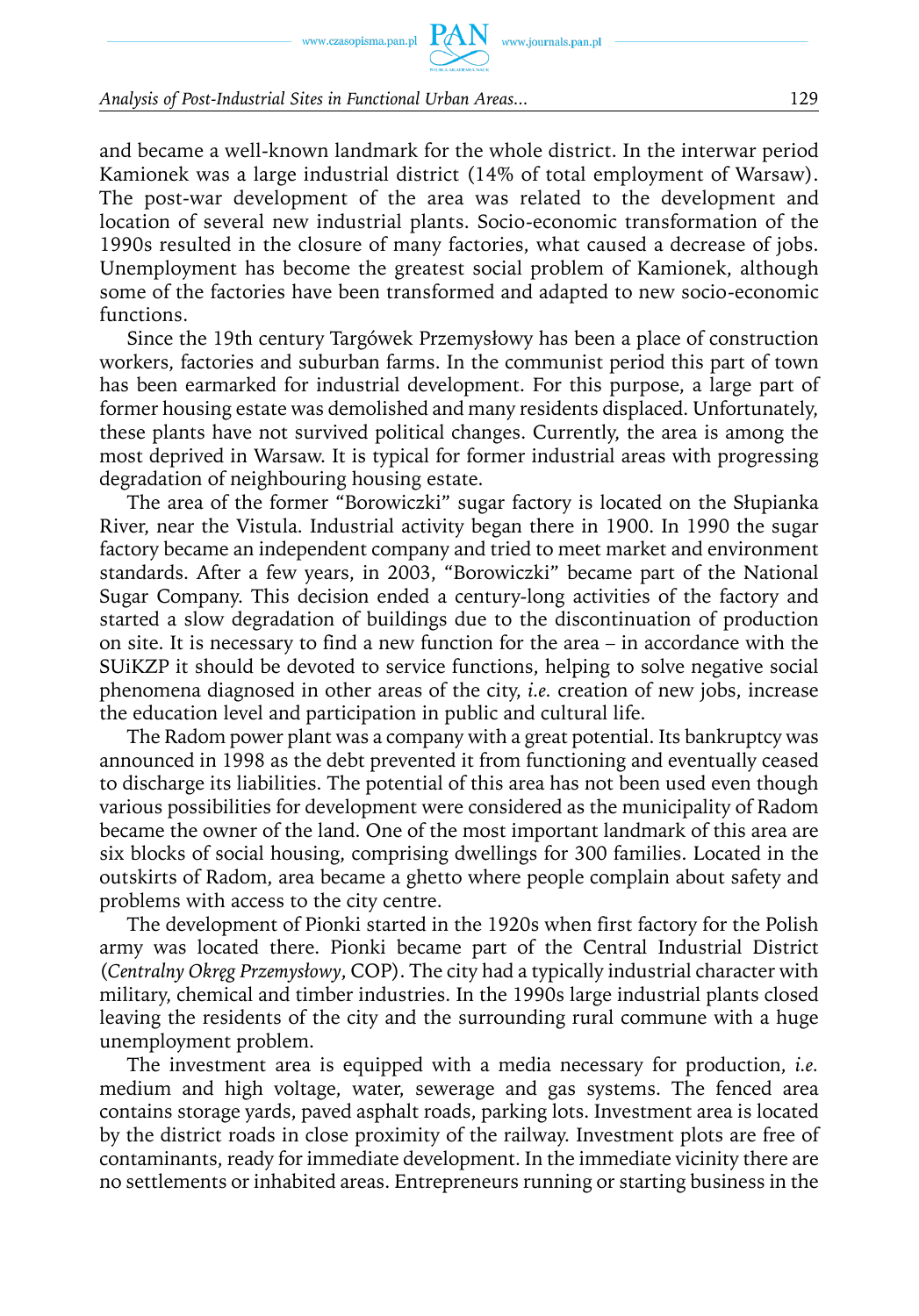and became a well-known landmark for the whole district. In the interwar period Kamionek was a large industrial district (14% of total employment of Warsaw). The post-war development of the area was related to the development and location of several new industrial plants. Socio-economic transformation of the 1990s resulted in the closure of many factories, what caused a decrease of jobs. Unemployment has become the greatest social problem of Kamionek, although some of the factories have been transformed and adapted to new socio-economic functions.

Since the 19th century Targówek Przemysłowy has been a place of construction workers, factories and suburban farms. In the communist period this part of town has been earmarked for industrial development. For this purpose, a large part of former housing estate was demolished and many residents displaced. Unfortunately, these plants have not survived political changes. Currently, the area is among the most deprived in Warsaw. It is typical for former industrial areas with progressing degradation of neighbouring housing estate.

The area of the former "Borowiczki" sugar factory is located on the Słupianka River, near the Vistula. Industrial activity began there in 1900. In 1990 the sugar factory became an independent company and tried to meet market and environment standards. After a few years, in 2003, "Borowiczki" became part of the National Sugar Company. This decision ended a century-long activities of the factory and started a slow degradation of buildings due to the discontinuation of production on site. It is necessary to find a new function for the area – in accordance with the SUiKZP it should be devoted to service functions, helping to solve negative social phenomena diagnosed in other areas of the city, *i.e.* creation of new jobs, increase the education level and participation in public and cultural life.

The Radom power plant was a company with a great potential. Its bankruptcy was announced in 1998 as the debt prevented it from functioning and eventually ceased to discharge its liabilities. The potential of this area has not been used even though various possibilities for development were considered as the municipality of Radom became the owner of the land. One of the most important landmark of this area are six blocks of social housing, comprising dwellings for 300 families. Located in the outskirts of Radom, area became a ghetto where people complain about safety and problems with access to the city centre.

The development of Pionki started in the 1920s when first factory for the Polish army was located there. Pionki became part of the Central Industrial District (*Centralny Okręg Przemysłowy*, COP). The city had a typically industrial character with military, chemical and timber industries. In the 1990s large industrial plants closed leaving the residents of the city and the surrounding rural commune with a huge unemployment problem.

The investment area is equipped with a media necessary for production, *i.e.* medium and high voltage, water, sewerage and gas systems. The fenced area contains storage yards, paved asphalt roads, parking lots. Investment area is located by the district roads in close proximity of the railway. Investment plots are free of contaminants, ready for immediate development. In the immediate vicinity there are no settlements or inhabited areas. Entrepreneurs running or starting business in the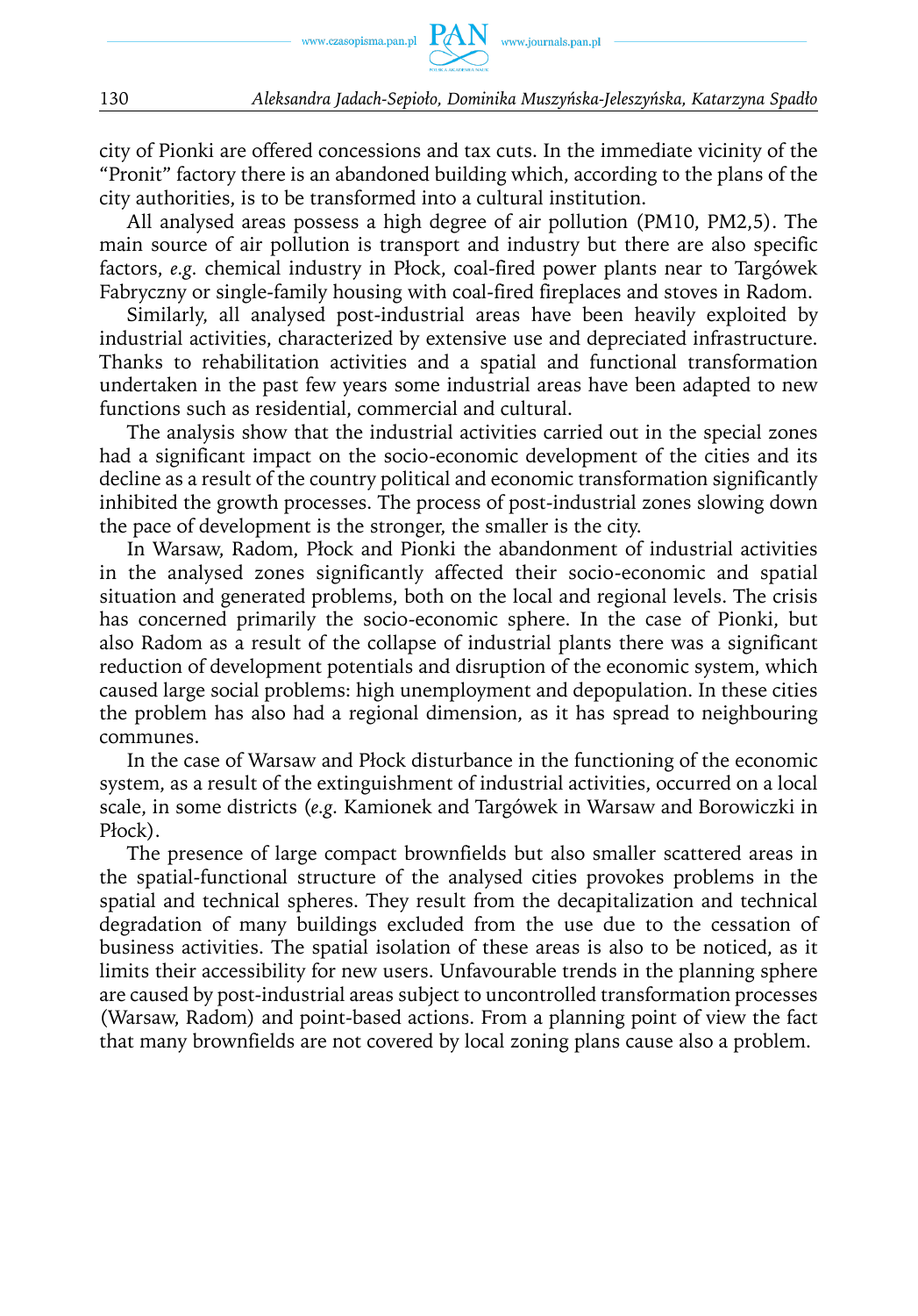city of Pionki are offered concessions and tax cuts. In the immediate vicinity of the "Pronit" factory there is an abandoned building which, according to the plans of the city authorities, is to be transformed into a cultural institution.

All analysed areas possess a high degree of air pollution (PM10, PM2,5). The main source of air pollution is transport and industry but there are also specific factors, *e.g.* chemical industry in Płock, coal-fired power plants near to Targówek Fabryczny or single-family housing with coal-fired fireplaces and stoves in Radom.

Similarly, all analysed post-industrial areas have been heavily exploited by industrial activities, characterized by extensive use and depreciated infrastructure. Thanks to rehabilitation activities and a spatial and functional transformation undertaken in the past few years some industrial areas have been adapted to new functions such as residential, commercial and cultural.

The analysis show that the industrial activities carried out in the special zones had a significant impact on the socio-economic development of the cities and its decline as a result of the country political and economic transformation significantly inhibited the growth processes. The process of post-industrial zones slowing down the pace of development is the stronger, the smaller is the city.

In Warsaw, Radom, Płock and Pionki the abandonment of industrial activities in the analysed zones significantly affected their socio-economic and spatial situation and generated problems, both on the local and regional levels. The crisis has concerned primarily the socio-economic sphere. In the case of Pionki, but also Radom as a result of the collapse of industrial plants there was a significant reduction of development potentials and disruption of the economic system, which caused large social problems: high unemployment and depopulation. In these cities the problem has also had a regional dimension, as it has spread to neighbouring communes.

In the case of Warsaw and Płock disturbance in the functioning of the economic system, as a result of the extinguishment of industrial activities, occurred on a local scale, in some districts (*e.g.* Kamionek and Targówek in Warsaw and Borowiczki in Płock).

The presence of large compact brownfields but also smaller scattered areas in the spatial-functional structure of the analysed cities provokes problems in the spatial and technical spheres. They result from the decapitalization and technical degradation of many buildings excluded from the use due to the cessation of business activities. The spatial isolation of these areas is also to be noticed, as it limits their accessibility for new users. Unfavourable trends in the planning sphere are caused by post-industrial areas subject to uncontrolled transformation processes (Warsaw, Radom) and point-based actions. From a planning point of view the fact that many brownfields are not covered by local zoning plans cause also a problem.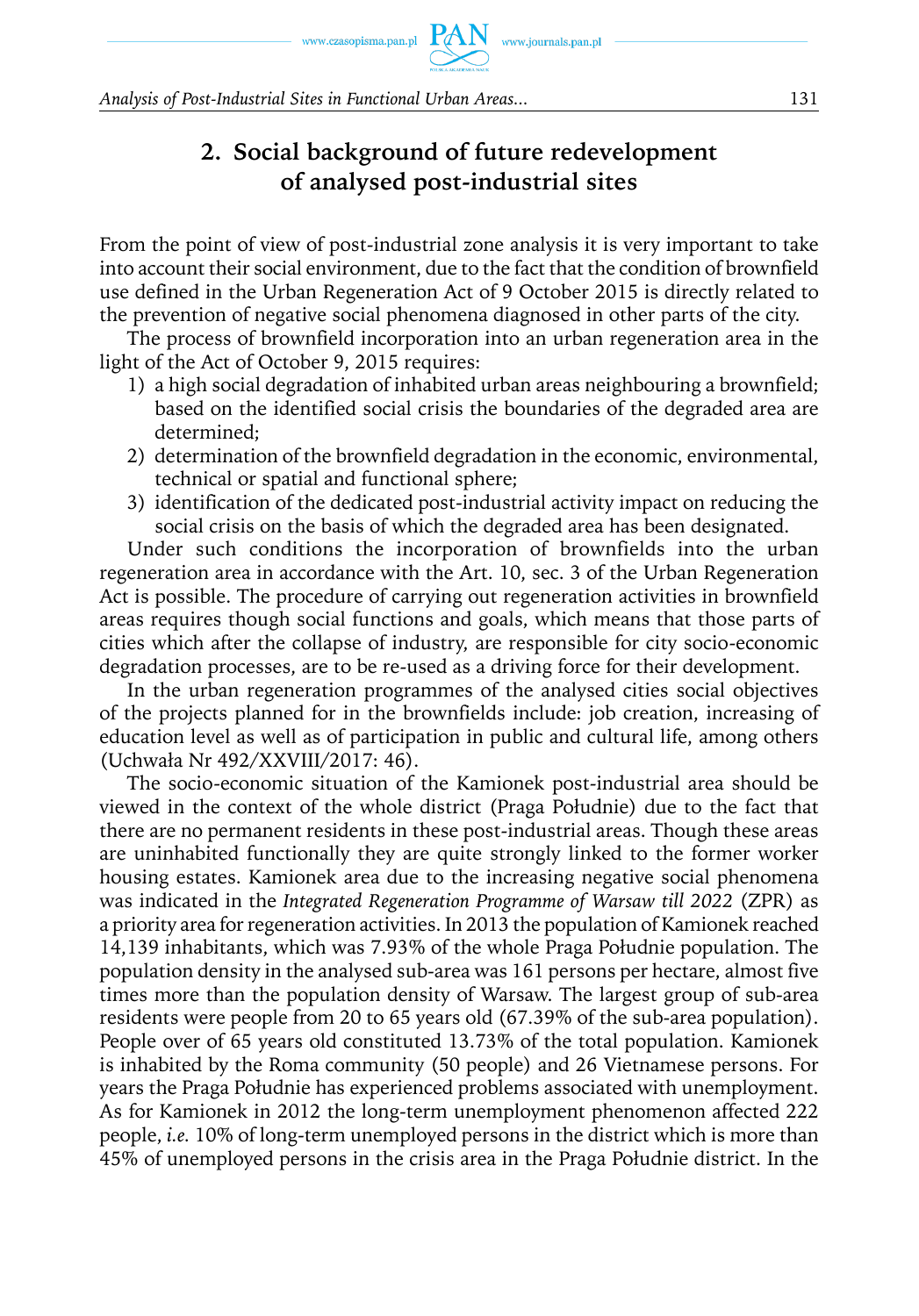## 2. Social background of future redevelopment of analysed post-industrial sites

From the point of view of post-industrial zone analysis it is very important to take into account their social environment, due to the fact that the condition of brownfield use defined in the Urban Regeneration Act of 9 October 2015 is directly related to the prevention of negative social phenomena diagnosed in other parts of the city.

The process of brownfield incorporation into an urban regeneration area in the light of the Act of October 9, 2015 requires:

1) a high social degradation of inhabited urban areas neighbouring a brownfield; based on the identified social crisis the boundaries of the degraded area are determined;
2) determination of the brownfield degradation in the economic, environmental, technical or spatial and functional sphere;
3) identification of the dedicated post-industrial activity impact on reducing the social crisis on the basis of which the degraded area has been designated.

Under such conditions the incorporation of brownfields into the urban regeneration area in accordance with the Art. 10, sec. 3 of the Urban Regeneration Act is possible. The procedure of carrying out regeneration activities in brownfield areas requires though social functions and goals, which means that those parts of cities which after the collapse of industry, are responsible for city socio-economic degradation processes, are to be re-used as a driving force for their development.

In the urban regeneration programmes of the analysed cities social objectives of the projects planned for in the brownfields include: job creation, increasing of education level as well as of participation in public and cultural life, among others (Uchwała Nr 492/XXVIII/2017: 46).

The socio-economic situation of the Kamionek post-industrial area should be viewed in the context of the whole district (Praga Południe) due to the fact that there are no permanent residents in these post-industrial areas. Though these areas are uninhabited functionally they are quite strongly linked to the former worker housing estates. Kamionek area due to the increasing negative social phenomena was indicated in the *Integrated Regeneration Programme of Warsaw till 2022* (ZPR) as a priority area for regeneration activities. In 2013 the population of Kamionek reached 14,139 inhabitants, which was 7.93% of the whole Praga Południe population. The population density in the analysed sub-area was 161 persons per hectare, almost five times more than the population density of Warsaw. The largest group of sub-area residents were people from 20 to 65 years old (67.39% of the sub-area population). People over of 65 years old constituted 13.73% of the total population. Kamionek is inhabited by the Roma community (50 people) and 26 Vietnamese persons. For years the Praga Południe has experienced problems associated with unemployment. As for Kamionek in 2012 the long-term unemployment phenomenon affected 222 people, *i.e.* 10% of long-term unemployed persons in the district which is more than 45% of unemployed persons in the crisis area in the Praga Południe district. In the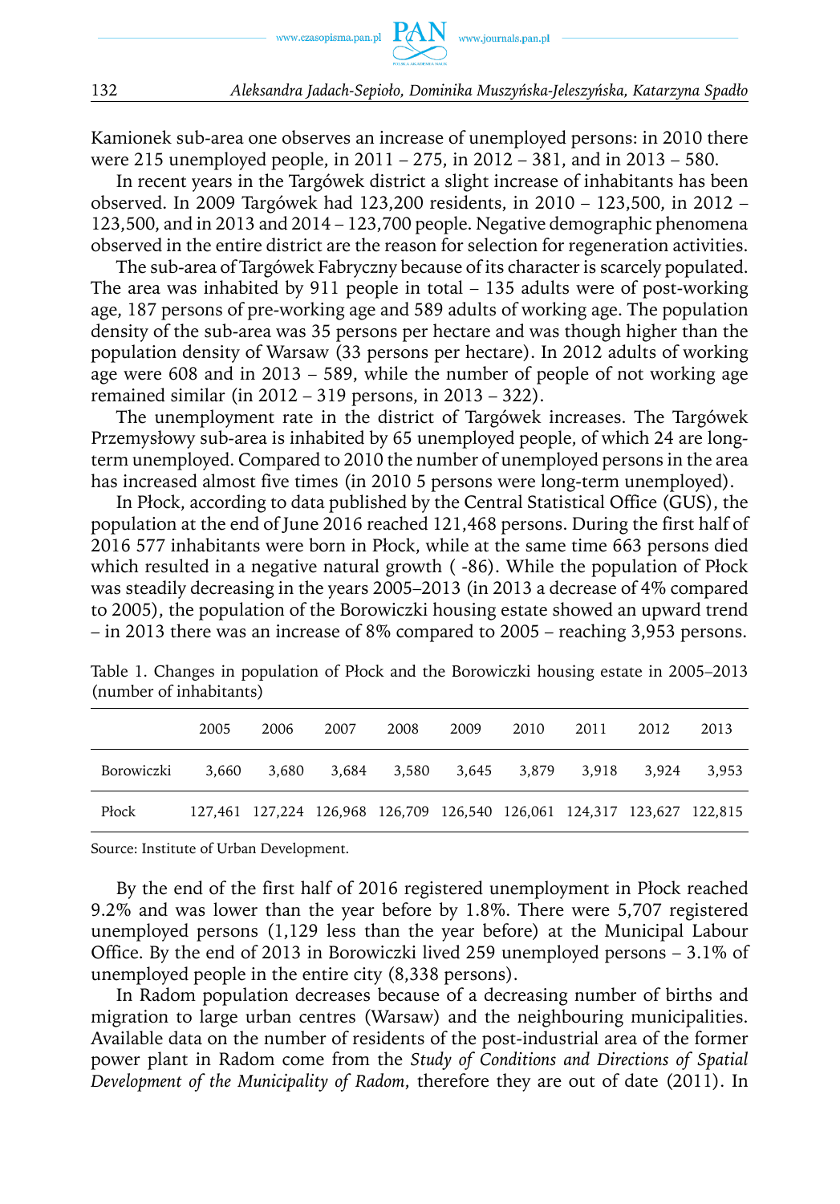Kamionek sub-area one observes an increase of unemployed persons: in 2010 there were 215 unemployed people, in 2011 – 275, in 2012 – 381, and in 2013 – 580.

In recent years in the Targówek district a slight increase of inhabitants has been observed. In 2009 Targówek had 123,200 residents, in 2010 – 123,500, in 2012 – 123,500, and in 2013 and 2014 – 123,700 people. Negative demographic phenomena observed in the entire district are the reason for selection for regeneration activities.

The sub-area of Targówek Fabryczny because of its character is scarcely populated. The area was inhabited by 911 people in total – 135 adults were of post-working age, 187 persons of pre-working age and 589 adults of working age. The population density of the sub-area was 35 persons per hectare and was though higher than the population density of Warsaw (33 persons per hectare). In 2012 adults of working age were 608 and in 2013 – 589, while the number of people of not working age remained similar (in 2012 – 319 persons, in 2013 – 322).

The unemployment rate in the district of Targówek increases. The Targówek Przemysłowy sub-area is inhabited by 65 unemployed people, of which 24 are long-term unemployed. Compared to 2010 the number of unemployed persons in the area has increased almost five times (in 2010 5 persons were long-term unemployed).

In Płock, according to data published by the Central Statistical Office (GUS), the population at the end of June 2016 reached 121,468 persons. During the first half of 2016 577 inhabitants were born in Płock, while at the same time 663 persons died which resulted in a negative natural growth ( -86). While the population of Płock was steadily decreasing in the years 2005–2013 (in 2013 a decrease of 4% compared to 2005), the population of the Borowiczki housing estate showed an upward trend – in 2013 there was an increase of 8% compared to 2005 – reaching 3,953 persons.

Table 1. Changes in population of Płock and the Borowiczki housing estate in 2005–2013 (number of inhabitants)

| | 2005 | 2006 | 2007 | 2008 | 2009 | 2010 | 2011 | 2012 | 2013 |
|---|---|---|---|---|---|---|---|---|---|
| Borowiczki | 3,660 | 3,680 | 3,684 | 3,580 | 3,645 | 3,879 | 3,918 | 3,924 | 3,953 |
| Płock | 127,461 | 127,224 | 126,968 | 126,709 | 126,540 | 126,061 | 124,317 | 123,627 | 122,815 |

Source: Institute of Urban Development.

By the end of the first half of 2016 registered unemployment in Płock reached 9.2% and was lower than the year before by 1.8%. There were 5,707 registered unemployed persons (1,129 less than the year before) at the Municipal Labour Office. By the end of 2013 in Borowiczki lived 259 unemployed persons – 3.1% of unemployed people in the entire city (8,338 persons).

In Radom population decreases because of a decreasing number of births and migration to large urban centres (Warsaw) and the neighbouring municipalities. Available data on the number of residents of the post-industrial area of the former power plant in Radom come from the *Study of Conditions and Directions of Spatial Development of the Municipality of Radom*, therefore they are out of date (2011). In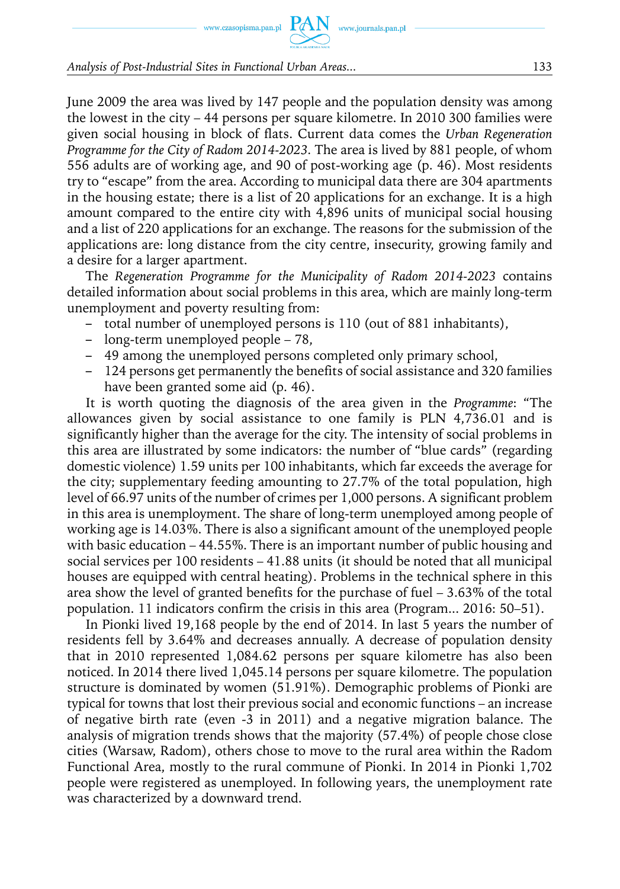June 2009 the area was lived by 147 people and the population density was among the lowest in the city – 44 persons per square kilometre. In 2010 300 families were given social housing in block of flats. Current data comes the *Urban Regeneration Programme for the City of Radom 2014-2023*. The area is lived by 881 people, of whom 556 adults are of working age, and 90 of post-working age (p. 46). Most residents try to "escape" from the area. According to municipal data there are 304 apartments in the housing estate; there is a list of 20 applications for an exchange. It is a high amount compared to the entire city with 4,896 units of municipal social housing and a list of 220 applications for an exchange. The reasons for the submission of the applications are: long distance from the city centre, insecurity, growing family and a desire for a larger apartment.

The *Regeneration Programme for the Municipality of Radom 2014-2023* contains detailed information about social problems in this area, which are mainly long-term unemployment and poverty resulting from:

- total number of unemployed persons is 110 (out of 881 inhabitants),
- long-term unemployed people – 78,
- 49 among the unemployed persons completed only primary school,
- 124 persons get permanently the benefits of social assistance and 320 families have been granted some aid (p. 46).

It is worth quoting the diagnosis of the area given in the *Programme*: "The allowances given by social assistance to one family is PLN 4,736.01 and is significantly higher than the average for the city. The intensity of social problems in this area are illustrated by some indicators: the number of "blue cards" (regarding domestic violence) 1.59 units per 100 inhabitants, which far exceeds the average for the city; supplementary feeding amounting to 27.7% of the total population, high level of 66.97 units of the number of crimes per 1,000 persons. A significant problem in this area is unemployment. The share of long-term unemployed among people of working age is 14.03%. There is also a significant amount of the unemployed people with basic education – 44.55%. There is an important number of public housing and social services per 100 residents – 41.88 units (it should be noted that all municipal houses are equipped with central heating). Problems in the technical sphere in this area show the level of granted benefits for the purchase of fuel – 3.63% of the total population. 11 indicators confirm the crisis in this area (Program... 2016: 50–51).

In Pionki lived 19,168 people by the end of 2014. In last 5 years the number of residents fell by 3.64% and decreases annually. A decrease of population density that in 2010 represented 1,084.62 persons per square kilometre has also been noticed. In 2014 there lived 1,045.14 persons per square kilometre. The population structure is dominated by women (51.91%). Demographic problems of Pionki are typical for towns that lost their previous social and economic functions – an increase of negative birth rate (even -3 in 2011) and a negative migration balance. The analysis of migration trends shows that the majority (57.4%) of people chose close cities (Warsaw, Radom), others chose to move to the rural area within the Radom Functional Area, mostly to the rural commune of Pionki. In 2014 in Pionki 1,702 people were registered as unemployed. In following years, the unemployment rate was characterized by a downward trend.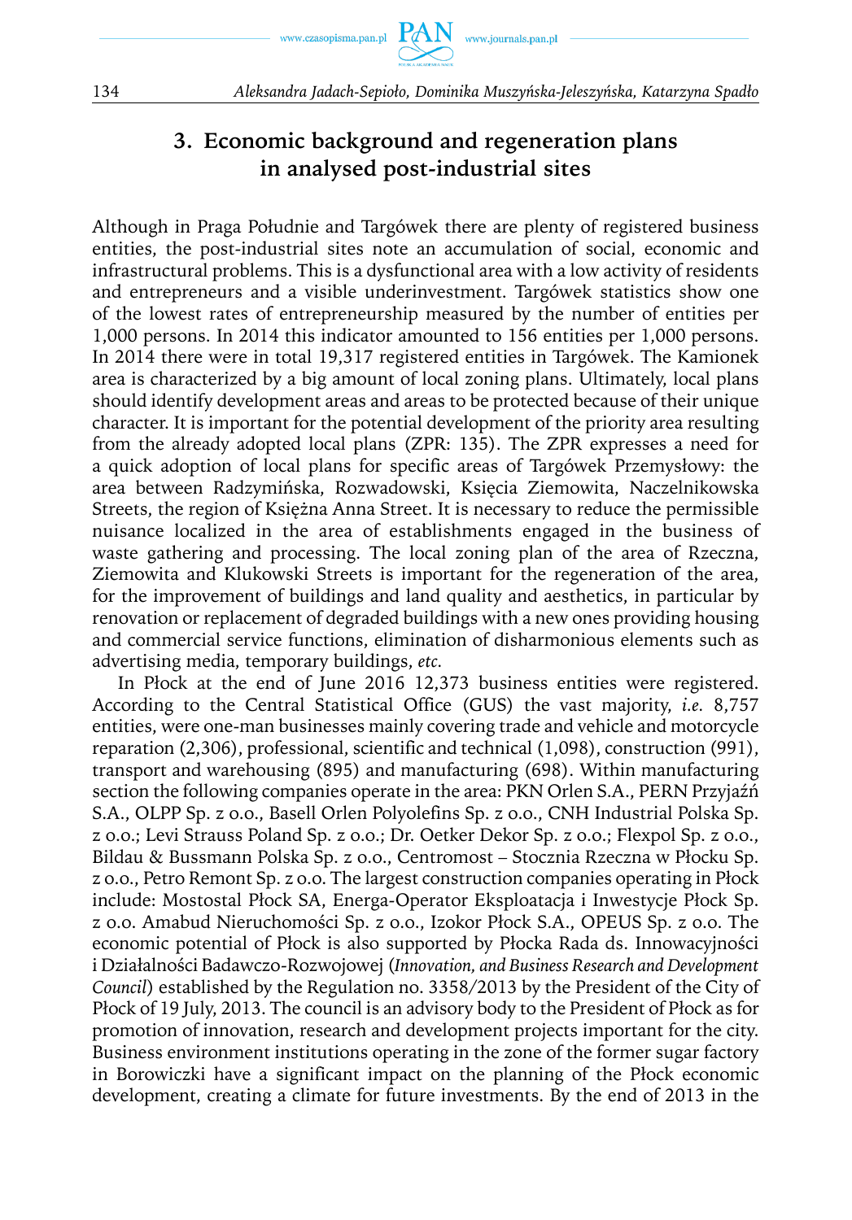## 3. Economic background and regeneration plans in analysed post-industrial sites

Although in Praga Południe and Targówek there are plenty of registered business entities, the post-industrial sites note an accumulation of social, economic and infrastructural problems. This is a dysfunctional area with a low activity of residents and entrepreneurs and a visible underinvestment. Targówek statistics show one of the lowest rates of entrepreneurship measured by the number of entities per 1,000 persons. In 2014 this indicator amounted to 156 entities per 1,000 persons. In 2014 there were in total 19,317 registered entities in Targówek. The Kamionek area is characterized by a big amount of local zoning plans. Ultimately, local plans should identify development areas and areas to be protected because of their unique character. It is important for the potential development of the priority area resulting from the already adopted local plans (ZPR: 135). The ZPR expresses a need for a quick adoption of local plans for specific areas of Targówek Przemysłowy: the area between Radzymińska, Rozwadowski, Księcia Ziemowita, Naczelnikowska Streets, the region of Księżna Anna Street. It is necessary to reduce the permissible nuisance localized in the area of establishments engaged in the business of waste gathering and processing. The local zoning plan of the area of Rzeczna, Ziemowita and Klukowski Streets is important for the regeneration of the area, for the improvement of buildings and land quality and aesthetics, in particular by renovation or replacement of degraded buildings with a new ones providing housing and commercial service functions, elimination of disharmonious elements such as advertising media, temporary buildings, *etc.*

In Płock at the end of June 2016 12,373 business entities were registered. According to the Central Statistical Office (GUS) the vast majority, *i.e.* 8,757 entities, were one-man businesses mainly covering trade and vehicle and motorcycle reparation (2,306), professional, scientific and technical (1,098), construction (991), transport and warehousing (895) and manufacturing (698). Within manufacturing section the following companies operate in the area: PKN Orlen S.A., PERN Przyjaźń S.A., OLPP Sp. z o.o., Basell Orlen Polyolefins Sp. z o.o., CNH Industrial Polska Sp. z o.o.; Levi Strauss Poland Sp. z o.o.; Dr. Oetker Dekor Sp. z o.o.; Flexpol Sp. z o.o., Bildau & Bussmann Polska Sp. z o.o., Centromost – Stocznia Rzeczna w Płocku Sp. z o.o., Petro Remont Sp. z o.o. The largest construction companies operating in Płock include: Mostostal Płock SA, Energa-Operator Eksploatacja i Inwestycje Płock Sp. z o.o. Amabud Nieruchomości Sp. z o.o., Izokor Płock S.A., OPEUS Sp. z o.o. The economic potential of Płock is also supported by Płocka Rada ds. Innowacyjności i Działalności Badawczo-Rozwojowej (*Innovation, and Business Research and Development Council*) established by the Regulation no. 3358/2013 by the President of the City of Płock of 19 July, 2013. The council is an advisory body to the President of Płock as for promotion of innovation, research and development projects important for the city. Business environment institutions operating in the zone of the former sugar factory in Borowiczki have a significant impact on the planning of the Płock economic development, creating a climate for future investments. By the end of 2013 in the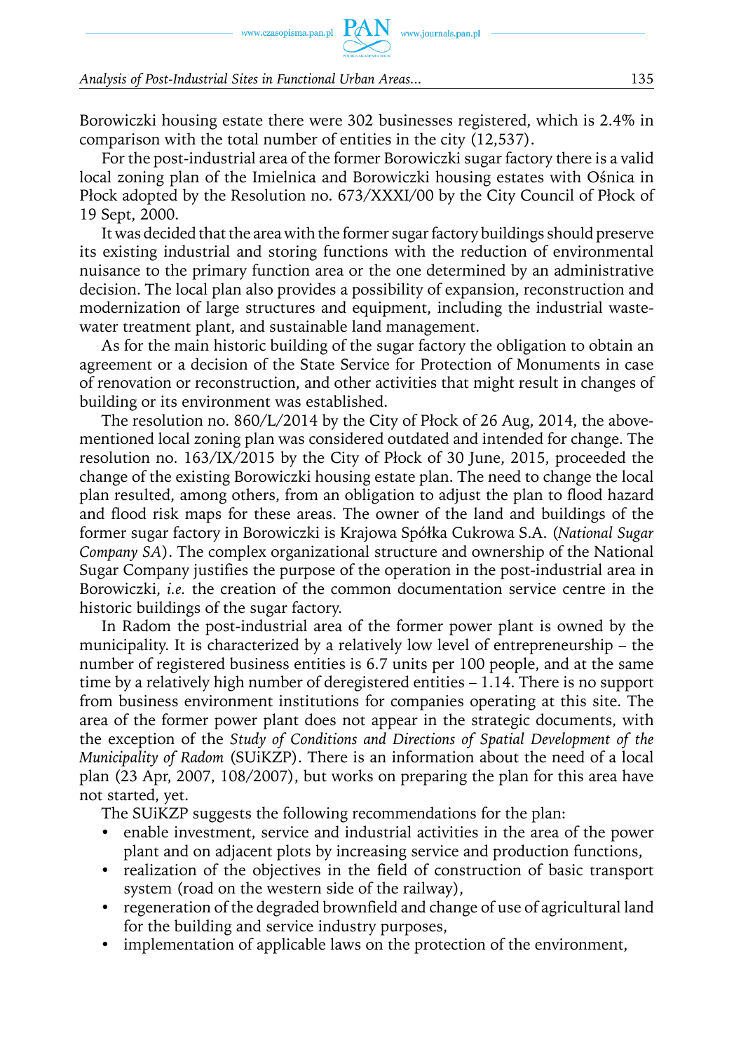Borowiczki housing estate there were 302 businesses registered, which is 2.4% in comparison with the total number of entities in the city (12,537).

For the post-industrial area of the former Borowiczki sugar factory there is a valid local zoning plan of the Imielnica and Borowiczki housing estates with Ośnica in Płock adopted by the Resolution no. 673/XXXI/00 by the City Council of Płock of 19 Sept, 2000.

It was decided that the area with the former sugar factory buildings should preserve its existing industrial and storing functions with the reduction of environmental nuisance to the primary function area or the one determined by an administrative decision. The local plan also provides a possibility of expansion, reconstruction and modernization of large structures and equipment, including the industrial wastewater treatment plant, and sustainable land management.

As for the main historic building of the sugar factory the obligation to obtain an agreement or a decision of the State Service for Protection of Monuments in case of renovation or reconstruction, and other activities that might result in changes of building or its environment was established.

The resolution no. 860/L/2014 by the City of Płock of 26 Aug, 2014, the above-mentioned local zoning plan was considered outdated and intended for change. The resolution no. 163/IX/2015 by the City of Płock of 30 June, 2015, proceeded the change of the existing Borowiczki housing estate plan. The need to change the local plan resulted, among others, from an obligation to adjust the plan to flood hazard and flood risk maps for these areas. The owner of the land and buildings of the former sugar factory in Borowiczki is Krajowa Spółka Cukrowa S.A. (*National Sugar Company SA*). The complex organizational structure and ownership of the National Sugar Company justifies the purpose of the operation in the post-industrial area in Borowiczki, *i.e.* the creation of the common documentation service centre in the historic buildings of the sugar factory.

In Radom the post-industrial area of the former power plant is owned by the municipality. It is characterized by a relatively low level of entrepreneurship – the number of registered business entities is 6.7 units per 100 people, and at the same time by a relatively high number of deregistered entities – 1.14. There is no support from business environment institutions for companies operating at this site. The area of the former power plant does not appear in the strategic documents, with the exception of the *Study of Conditions and Directions of Spatial Development of the Municipality of Radom* (SUiKZP). There is an information about the need of a local plan (23 Apr, 2007, 108/2007), but works on preparing the plan for this area have not started, yet.

The SUiKZP suggests the following recommendations for the plan:

- enable investment, service and industrial activities in the area of the power plant and on adjacent plots by increasing service and production functions,
- realization of the objectives in the field of construction of basic transport system (road on the western side of the railway),
- regeneration of the degraded brownfield and change of use of agricultural land for the building and service industry purposes,
- implementation of applicable laws on the protection of the environment,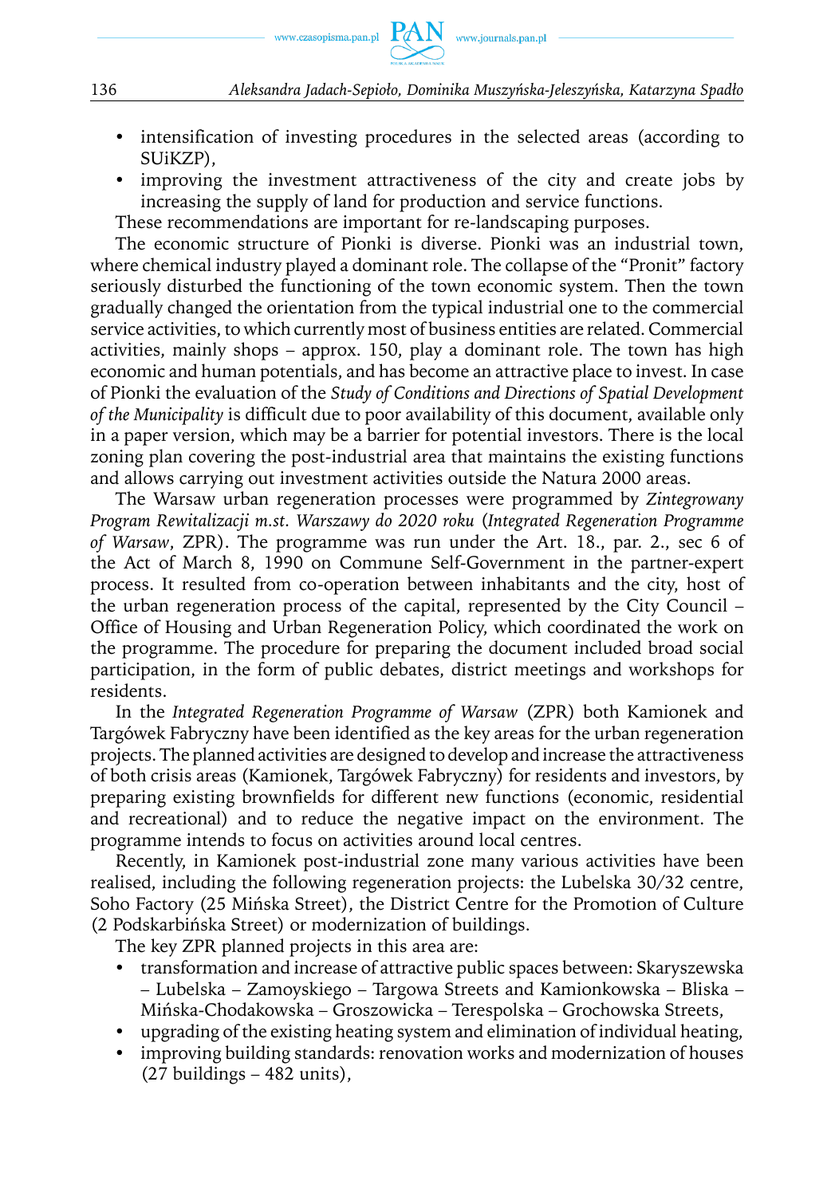- intensification of investing procedures in the selected areas (according to SUiKZP),
- improving the investment attractiveness of the city and create jobs by increasing the supply of land for production and service functions.

These recommendations are important for re-landscaping purposes.

The economic structure of Pionki is diverse. Pionki was an industrial town, where chemical industry played a dominant role. The collapse of the "Pronit" factory seriously disturbed the functioning of the town economic system. Then the town gradually changed the orientation from the typical industrial one to the commercial service activities, to which currently most of business entities are related. Commercial activities, mainly shops – approx. 150, play a dominant role. The town has high economic and human potentials, and has become an attractive place to invest. In case of Pionki the evaluation of the *Study of Conditions and Directions of Spatial Development of the Municipality* is difficult due to poor availability of this document, available only in a paper version, which may be a barrier for potential investors. There is the local zoning plan covering the post-industrial area that maintains the existing functions and allows carrying out investment activities outside the Natura 2000 areas.

The Warsaw urban regeneration processes were programmed by *Zintegrowany Program Rewitalizacji m.st. Warszawy do 2020 roku* (*Integrated Regeneration Programme of Warsaw*, ZPR). The programme was run under the Art. 18., par. 2., sec 6 of the Act of March 8, 1990 on Commune Self-Government in the partner-expert process. It resulted from co-operation between inhabitants and the city, host of the urban regeneration process of the capital, represented by the City Council – Office of Housing and Urban Regeneration Policy, which coordinated the work on the programme. The procedure for preparing the document included broad social participation, in the form of public debates, district meetings and workshops for residents.

In the *Integrated Regeneration Programme of Warsaw* (ZPR) both Kamionek and Targówek Fabryczny have been identified as the key areas for the urban regeneration projects. The planned activities are designed to develop and increase the attractiveness of both crisis areas (Kamionek, Targówek Fabryczny) for residents and investors, by preparing existing brownfields for different new functions (economic, residential and recreational) and to reduce the negative impact on the environment. The programme intends to focus on activities around local centres.

Recently, in Kamionek post-industrial zone many various activities have been realised, including the following regeneration projects: the Lubelska 30/32 centre, Soho Factory (25 Mińska Street), the District Centre for the Promotion of Culture (2 Podskarbińska Street) or modernization of buildings.

The key ZPR planned projects in this area are:

- transformation and increase of attractive public spaces between: Skaryszewska – Lubelska – Zamoyskiego – Targowa Streets and Kamionkowska – Bliska – Mińska-Chodakowska – Groszowicka – Terespolska – Grochowska Streets,
- upgrading of the existing heating system and elimination of individual heating,
- improving building standards: renovation works and modernization of houses (27 buildings – 482 units),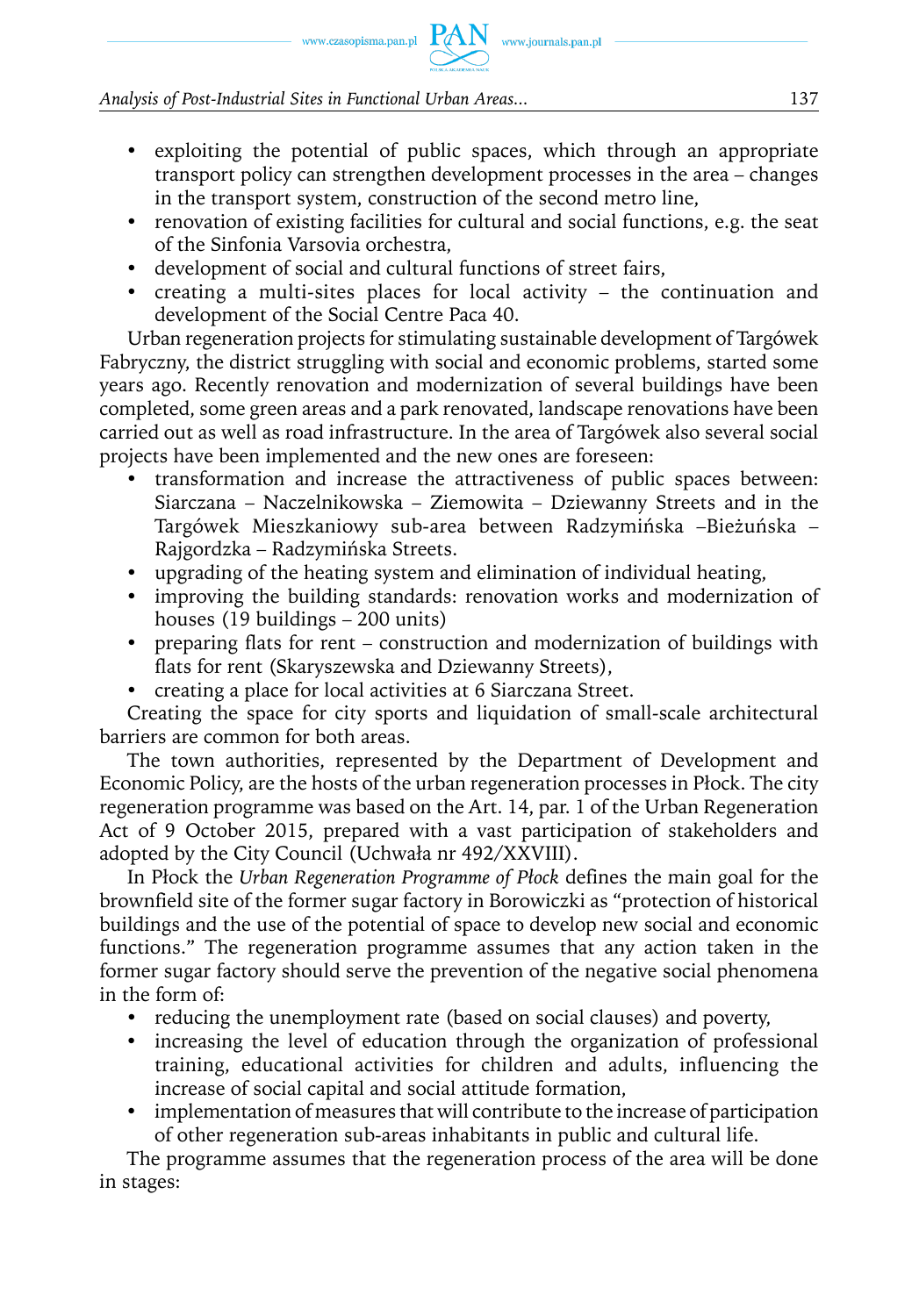- exploiting the potential of public spaces, which through an appropriate transport policy can strengthen development processes in the area – changes in the transport system, construction of the second metro line,
- renovation of existing facilities for cultural and social functions, e.g. the seat of the Sinfonia Varsovia orchestra,
- development of social and cultural functions of street fairs,
- creating a multi-sites places for local activity – the continuation and development of the Social Centre Paca 40.

Urban regeneration projects for stimulating sustainable development of Targówek Fabryczny, the district struggling with social and economic problems, started some years ago. Recently renovation and modernization of several buildings have been completed, some green areas and a park renovated, landscape renovations have been carried out as well as road infrastructure. In the area of Targówek also several social projects have been implemented and the new ones are foreseen:

- transformation and increase the attractiveness of public spaces between: Siarczana – Naczelnikowska – Ziemowita – Dziewanny Streets and in the Targówek Mieszkaniowy sub-area between Radzymińska –Bieżuńska – Rajgordzka – Radzymińska Streets.
- upgrading of the heating system and elimination of individual heating,
- improving the building standards: renovation works and modernization of houses (19 buildings – 200 units)
- preparing flats for rent – construction and modernization of buildings with flats for rent (Skaryszewska and Dziewanny Streets),
- creating a place for local activities at 6 Siarczana Street.

Creating the space for city sports and liquidation of small-scale architectural barriers are common for both areas.

The town authorities, represented by the Department of Development and Economic Policy, are the hosts of the urban regeneration processes in Płock. The city regeneration programme was based on the Art. 14, par. 1 of the Urban Regeneration Act of 9 October 2015, prepared with a vast participation of stakeholders and adopted by the City Council (Uchwała nr 492/XXVIII).

In Płock the *Urban Regeneration Programme of Płock* defines the main goal for the brownfield site of the former sugar factory in Borowiczki as "protection of historical buildings and the use of the potential of space to develop new social and economic functions." The regeneration programme assumes that any action taken in the former sugar factory should serve the prevention of the negative social phenomena in the form of:

- reducing the unemployment rate (based on social clauses) and poverty,
- increasing the level of education through the organization of professional training, educational activities for children and adults, influencing the increase of social capital and social attitude formation,
- implementation of measures that will contribute to the increase of participation of other regeneration sub-areas inhabitants in public and cultural life.

The programme assumes that the regeneration process of the area will be done in stages: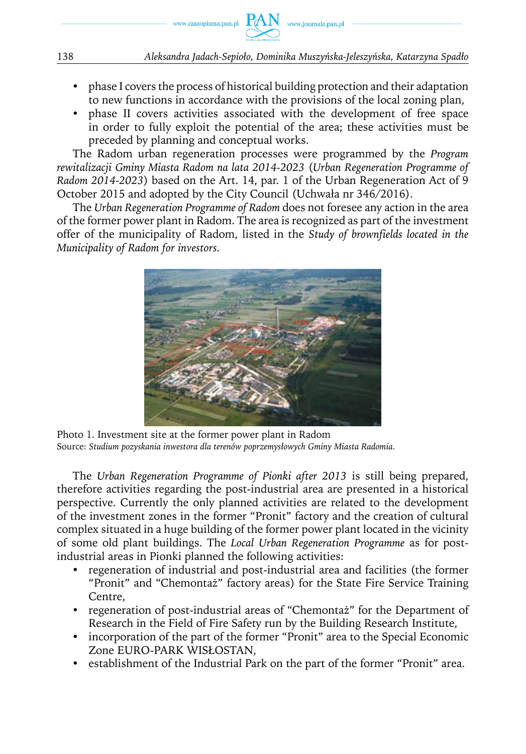- phase I covers the process of historical building protection and their adaptation to new functions in accordance with the provisions of the local zoning plan,
- phase II covers activities associated with the development of free space in order to fully exploit the potential of the area; these activities must be preceded by planning and conceptual works.

The Radom urban regeneration processes were programmed by the *Program rewitalizacji Gminy Miasta Radom na lata 2014-2023* (*Urban Regeneration Programme of Radom 2014-2023*) based on the Art. 14, par. 1 of the Urban Regeneration Act of 9 October 2015 and adopted by the City Council (Uchwała nr 346/2016).

The *Urban Regeneration Programme of Radom* does not foresee any action in the area of the former power plant in Radom. The area is recognized as part of the investment offer of the municipality of Radom, listed in the *Study of brownfields located in the Municipality of Radom for investors.*

Photo 1. Investment site at the former power plant in Radom
Source: *Studium pozyskania inwestora dla terenów poprzemysłowych Gminy Miasta Radomia.*

The *Urban Regeneration Programme of Pionki after 2013* is still being prepared, therefore activities regarding the post-industrial area are presented in a historical perspective. Currently the only planned activities are related to the development of the investment zones in the former "Pronit" factory and the creation of cultural complex situated in a huge building of the former power plant located in the vicinity of some old plant buildings. The *Local Urban Regeneration Programme* as for post-industrial areas in Pionki planned the following activities:

- regeneration of industrial and post-industrial area and facilities (the former "Pronit" and "Chemontaż" factory areas) for the State Fire Service Training Centre,
- regeneration of post-industrial areas of "Chemontaż" for the Department of Research in the Field of Fire Safety run by the Building Research Institute,
- incorporation of the part of the former "Pronit" area to the Special Economic Zone EURO-PARK WISŁOSTAN,
- establishment of the Industrial Park on the part of the former "Pronit" area.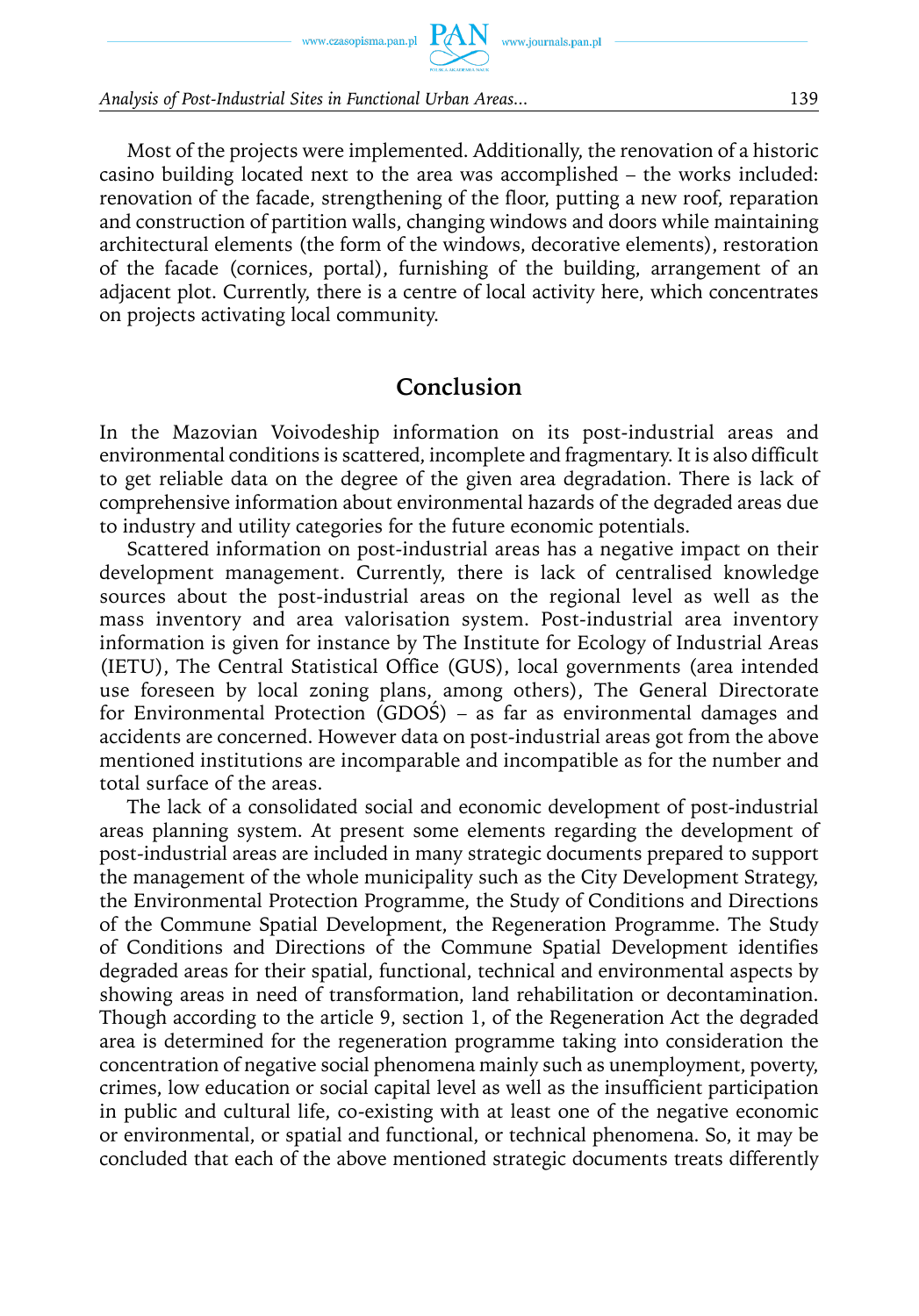Most of the projects were implemented. Additionally, the renovation of a historic casino building located next to the area was accomplished – the works included: renovation of the facade, strengthening of the floor, putting a new roof, reparation and construction of partition walls, changing windows and doors while maintaining architectural elements (the form of the windows, decorative elements), restoration of the facade (cornices, portal), furnishing of the building, arrangement of an adjacent plot. Currently, there is a centre of local activity here, which concentrates on projects activating local community.

## Conclusion

In the Mazovian Voivodeship information on its post-industrial areas and environmental conditions is scattered, incomplete and fragmentary. It is also difficult to get reliable data on the degree of the given area degradation. There is lack of comprehensive information about environmental hazards of the degraded areas due to industry and utility categories for the future economic potentials.

Scattered information on post-industrial areas has a negative impact on their development management. Currently, there is lack of centralised knowledge sources about the post-industrial areas on the regional level as well as the mass inventory and area valorisation system. Post-industrial area inventory information is given for instance by The Institute for Ecology of Industrial Areas (IETU), The Central Statistical Office (GUS), local governments (area intended use foreseen by local zoning plans, among others), The General Directorate for Environmental Protection (GDOŚ) – as far as environmental damages and accidents are concerned. However data on post-industrial areas got from the above mentioned institutions are incomparable and incompatible as for the number and total surface of the areas.

The lack of a consolidated social and economic development of post-industrial areas planning system. At present some elements regarding the development of post-industrial areas are included in many strategic documents prepared to support the management of the whole municipality such as the City Development Strategy, the Environmental Protection Programme, the Study of Conditions and Directions of the Commune Spatial Development, the Regeneration Programme. The Study of Conditions and Directions of the Commune Spatial Development identifies degraded areas for their spatial, functional, technical and environmental aspects by showing areas in need of transformation, land rehabilitation or decontamination. Though according to the article 9, section 1, of the Regeneration Act the degraded area is determined for the regeneration programme taking into consideration the concentration of negative social phenomena mainly such as unemployment, poverty, crimes, low education or social capital level as well as the insufficient participation in public and cultural life, co-existing with at least one of the negative economic or environmental, or spatial and functional, or technical phenomena. So, it may be concluded that each of the above mentioned strategic documents treats differently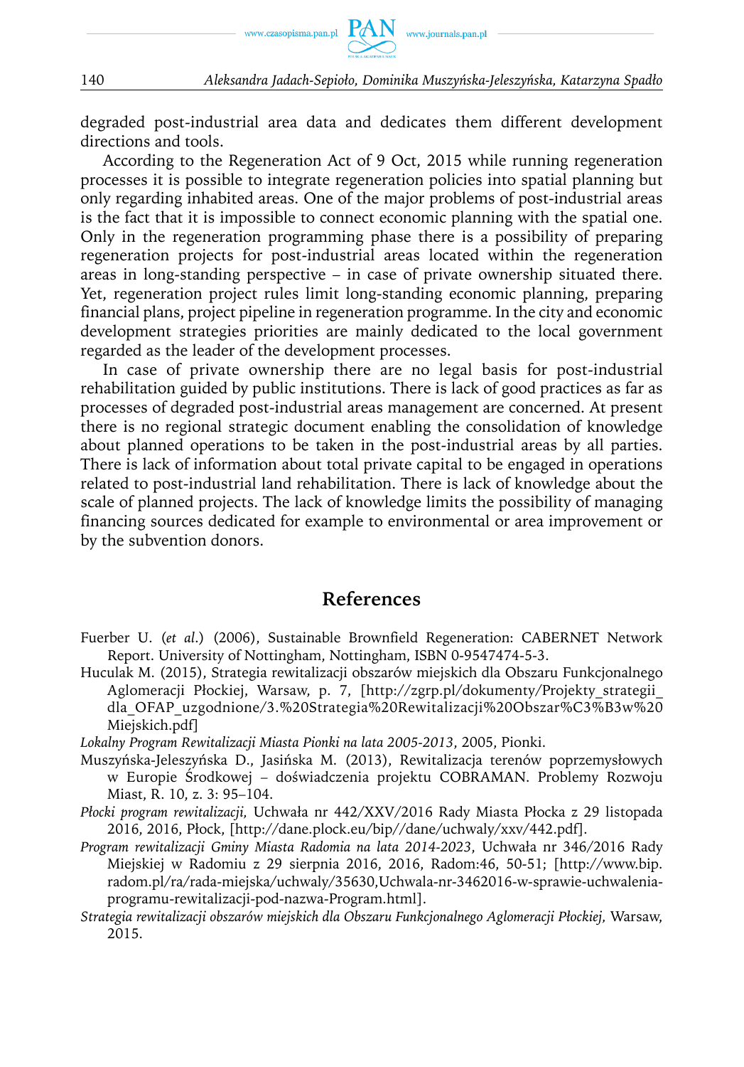degraded post-industrial area data and dedicates them different development directions and tools.

According to the Regeneration Act of 9 Oct, 2015 while running regeneration processes it is possible to integrate regeneration policies into spatial planning but only regarding inhabited areas. One of the major problems of post-industrial areas is the fact that it is impossible to connect economic planning with the spatial one. Only in the regeneration programming phase there is a possibility of preparing regeneration projects for post-industrial areas located within the regeneration areas in long-standing perspective – in case of private ownership situated there. Yet, regeneration project rules limit long-standing economic planning, preparing financial plans, project pipeline in regeneration programme. In the city and economic development strategies priorities are mainly dedicated to the local government regarded as the leader of the development processes.

In case of private ownership there are no legal basis for post-industrial rehabilitation guided by public institutions. There is lack of good practices as far as processes of degraded post-industrial areas management are concerned. At present there is no regional strategic document enabling the consolidation of knowledge about planned operations to be taken in the post-industrial areas by all parties. There is lack of information about total private capital to be engaged in operations related to post-industrial land rehabilitation. There is lack of knowledge about the scale of planned projects. The lack of knowledge limits the possibility of managing financing sources dedicated for example to environmental or area improvement or by the subvention donors.

## References

Fuerber U. (*et al.*) (2006), Sustainable Brownfield Regeneration: CABERNET Network Report. University of Nottingham, Nottingham, ISBN 0-9547474-5-3.

Huculak M. (2015), Strategia rewitalizacji obszarów miejskich dla Obszaru Funkcjonalnego Aglomeracji Płockiej, Warsaw, p. 7, [http://zgrp.pl/dokumenty/Projekty_strategii_dla_OFAP_uzgodnione/3.%20Strategia%20Rewitalizacji%20Obszar%C3%B3w%20Miejskich.pdf]

*Lokalny Program Rewitalizacji Miasta Pionki na lata 2005-2013*, 2005, Pionki.

Muszyńska-Jeleszyńska D., Jasińska M. (2013), Rewitalizacja terenów poprzemysłowych w Europie Środkowej – doświadczenia projektu COBRAMAN. Problemy Rozwoju Miast, R. 10, z. 3: 95–104.

*Płocki program rewitalizacji*, Uchwała nr 442/XXV/2016 Rady Miasta Płocka z 29 listopada 2016, 2016, Płock, [http://dane.plock.eu/bip//dane/uchwaly/xxv/442.pdf].

*Program rewitalizacji Gminy Miasta Radomia na lata 2014-2023*, Uchwała nr 346/2016 Rady Miejskiej w Radomiu z 29 sierpnia 2016, 2016, Radom:46, 50-51; [http://www.bip.radom.pl/ra/rada-miejska/uchwaly/35630,Uchwala-nr-3462016-w-sprawie-uchwalenia-programu-rewitalizacji-pod-nazwa-Program.html].

*Strategia rewitalizacji obszarów miejskich dla Obszaru Funkcjonalnego Aglomeracji Płockiej*, Warsaw, 2015.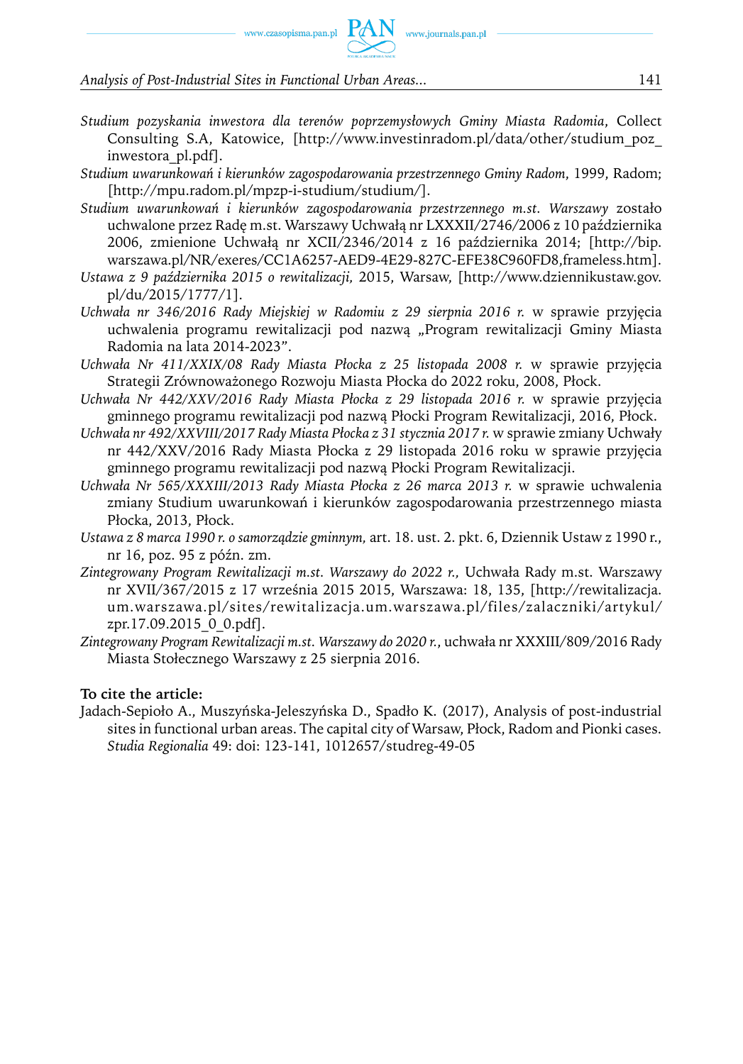*Studium pozyskania inwestora dla terenów poprzemysłowych Gminy Miasta Radomia*, Collect Consulting S.A, Katowice, [http://www.investinradom.pl/data/other/studium_poz_inwestora_pl.pdf].

*Studium uwarunkowań i kierunków zagospodarowania przestrzennego Gminy Radom*, 1999, Radom; [http://mpu.radom.pl/mpzp-i-studium/studium/].

*Studium uwarunkowań i kierunków zagospodarowania przestrzennego m.st. Warszawy* zostało uchwalone przez Radę m.st. Warszawy Uchwałą nr LXXXII/2746/2006 z 10 października 2006, zmienione Uchwałą nr XCII/2346/2014 z 16 października 2014; [http://bip.warszawa.pl/NR/exeres/CC1A6257-AED9-4E29-827C-EFE38C960FD8,frameless.htm].

*Ustawa z 9 października 2015 o rewitalizacji,* 2015, Warsaw, [http://www.dziennikustaw.gov.pl/du/2015/1777/1].

*Uchwała nr 346/2016 Rady Miejskiej w Radomiu z 29 sierpnia 2016 r.* w sprawie przyjęcia uchwalenia programu rewitalizacji pod nazwą „Program rewitalizacji Gminy Miasta Radomia na lata 2014-2023".

*Uchwała Nr 411/XXIX/08 Rady Miasta Płocka z 25 listopada 2008 r.* w sprawie przyjęcia Strategii Zrównoważonego Rozwoju Miasta Płocka do 2022 roku, 2008, Płock.

*Uchwała Nr 442/XXV/2016 Rady Miasta Płocka z 29 listopada 2016 r.* w sprawie przyjęcia gminnego programu rewitalizacji pod nazwą Płocki Program Rewitalizacji, 2016, Płock.

*Uchwała nr 492/XXVIII/2017 Rady Miasta Płocka z 31 stycznia 2017 r.* w sprawie zmiany Uchwały nr 442/XXV/2016 Rady Miasta Płocka z 29 listopada 2016 roku w sprawie przyjęcia gminnego programu rewitalizacji pod nazwą Płocki Program Rewitalizacji.

*Uchwała Nr 565/XXXIII/2013 Rady Miasta Płocka z 26 marca 2013 r.* w sprawie uchwalenia zmiany Studium uwarunkowań i kierunków zagospodarowania przestrzennego miasta Płocka, 2013, Płock.

*Ustawa z 8 marca 1990 r. o samorządzie gminnym,* art. 18. ust. 2. pkt. 6, Dziennik Ustaw z 1990 r., nr 16, poz. 95 z późn. zm.

*Zintegrowany Program Rewitalizacji m.st. Warszawy do 2022 r.,* Uchwała Rady m.st. Warszawy nr XVII/367/2015 z 17 września 2015 2015, Warszawa: 18, 135, [http://rewitalizacja.um.warszawa.pl/sites/rewitalizacja.um.warszawa.pl/files/zalaczniki/artykul/zpr.17.09.2015_0_0.pdf].

*Zintegrowany Program Rewitalizacji m.st. Warszawy do 2020 r.*, uchwała nr XXXIII/809/2016 Rady Miasta Stołecznego Warszawy z 25 sierpnia 2016.

**To cite the article:**

Jadach-Sepioło A., Muszyńska-Jeleszyńska D., Spadło K. (2017), Analysis of post-industrial sites in functional urban areas. The capital city of Warsaw, Płock, Radom and Pionki cases. *Studia Regionalia* 49: doi: 123-141, 1012657/studreg-49-05